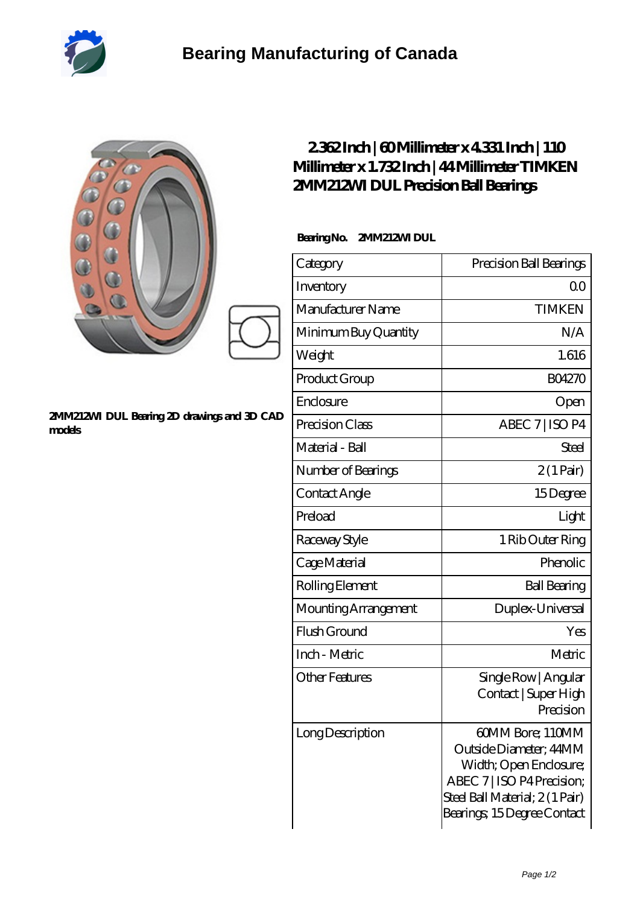# Bearing Manufacturing of Canada

## 2.362 Inch | 60 Millimeter x 4.331 Inch | 110 Millimeter x 1.732 Inch | 44 Millimeter TIMKEN 2MM212WI DUL Precision Ball Bearings

2MM212WI DUL Bearing 2D drawings and 3D CAD models

**Bearing No.** 2MM212WI DUL

| Category | Precision Ball Bearings |
|---|---|
| Inventory | 0.0 |
| Manufacturer Name | TIMKEN |
| Minimum Buy Quantity | N/A |
| Weight | 1.616 |
| Product Group | B04270 |
| Enclosure | Open |
| Precision Class | ABEC 7 \| ISO P4 |
| Material - Ball | Steel |
| Number of Bearings | 2 (1 Pair) |
| Contact Angle | 15 Degree |
| Preload | Light |
| Raceway Style | 1 Rib Outer Ring |
| Cage Material | Phenolic |
| Rolling Element | Ball Bearing |
| Mounting Arrangement | Duplex-Universal |
| Flush Ground | Yes |
| Inch - Metric | Metric |
| Other Features | Single Row \| Angular Contact \| Super High Precision |
| Long Description | 60MM Bore; 110MM Outside Diameter; 44MM Width; Open Enclosure; ABEC 7 \| ISO P4 Precision; Steel Ball Material; 2 (1 Pair) Bearings; 15 Degree Contact |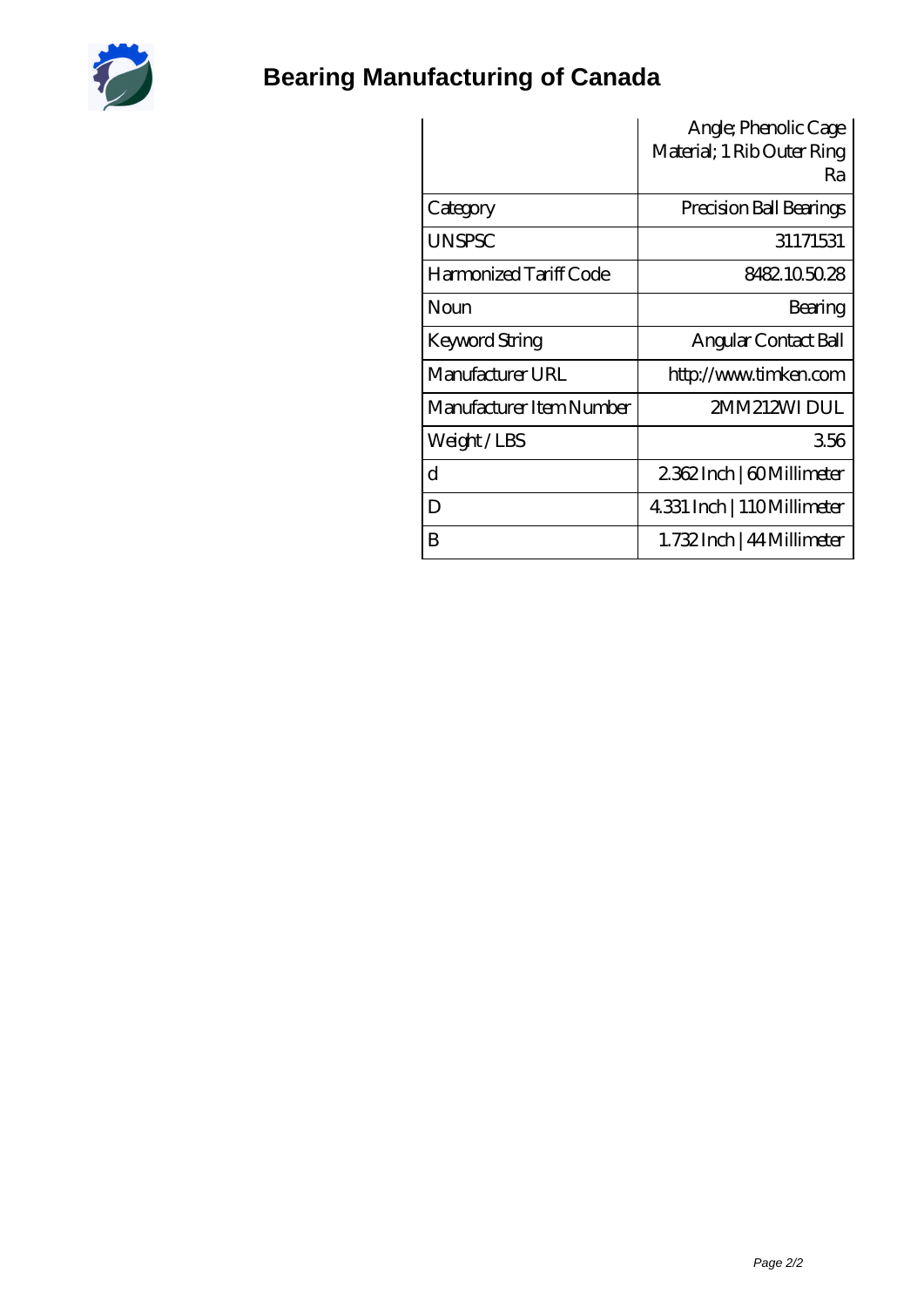# Bearing Manufacturing of Canada

| | |
|---|---|
| | Angle; Phenolic Cage Material; 1 Rib Outer Ring Ra |
| Category | Precision Ball Bearings |
| UNSPSC | 31171531 |
| Harmonized Tariff Code | 8482.10.50.28 |
| Noun | Bearing |
| Keyword String | Angular Contact Ball |
| Manufacturer URL | http://www.timken.com |
| Manufacturer Item Number | 2MM212WI DUL |
| Weight / LBS | 3.56 |
| d | 2.362 Inch \| 60 Millimeter |
| D | 4.331 Inch \| 110 Millimeter |
| B | 1.732 Inch \| 44 Millimeter |